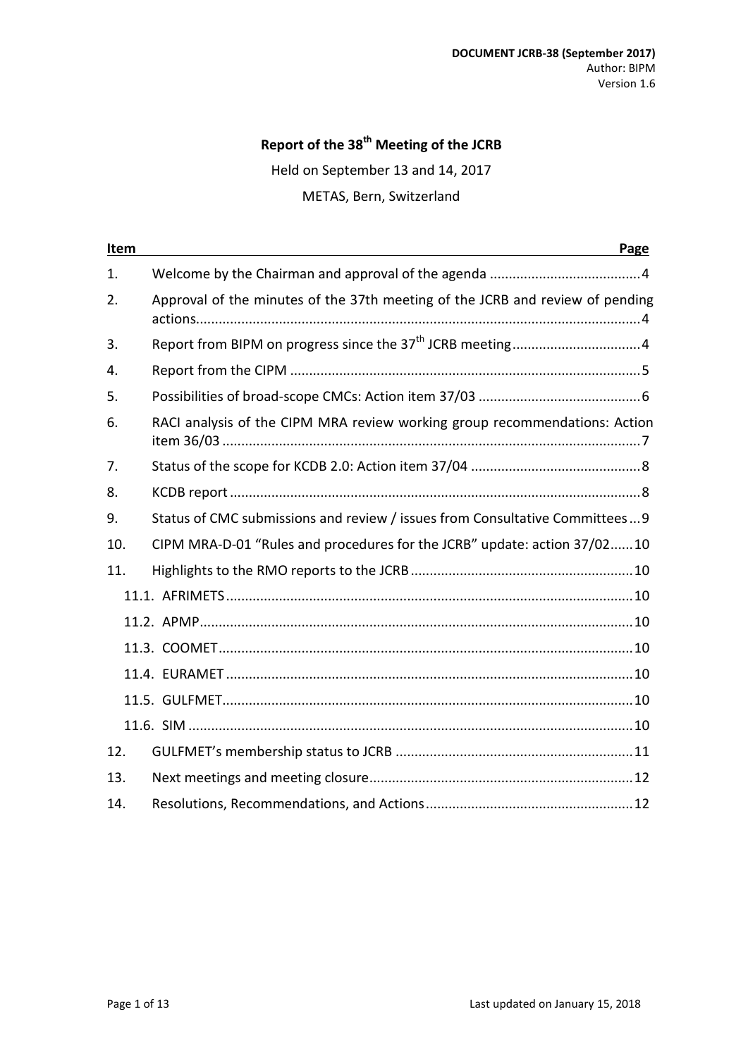**DOCUMENT JCRB-38 (September 2017)**
Author: BIPM
Version 1.6

# Report of the 38th Meeting of the JCRB

Held on September 13 and 14, 2017

METAS, Bern, Switzerland

| Item | | Page |
|---|---|---|
| 1. | Welcome by the Chairman and approval of the agenda | 4 |
| 2. | Approval of the minutes of the 37th meeting of the JCRB and review of pending actions | 4 |
| 3. | Report from BIPM on progress since the 37th JCRB meeting | 4 |
| 4. | Report from the CIPM | 5 |
| 5. | Possibilities of broad-scope CMCs: Action item 37/03 | 6 |
| 6. | RACI analysis of the CIPM MRA review working group recommendations: Action item 36/03 | 7 |
| 7. | Status of the scope for KCDB 2.0: Action item 37/04 | 8 |
| 8. | KCDB report | 8 |
| 9. | Status of CMC submissions and review / issues from Consultative Committees | 9 |
| 10. | CIPM MRA-D-01 "Rules and procedures for the JCRB" update: action 37/02 | 10 |
| 11. | Highlights to the RMO reports to the JCRB | 10 |
| 11.1. | AFRIMETS | 10 |
| 11.2. | APMP | 10 |
| 11.3. | COOMET | 10 |
| 11.4. | EURAMET | 10 |
| 11.5. | GULFMET | 10 |
| 11.6. | SIM | 10 |
| 12. | GULFMET's membership status to JCRB | 11 |
| 13. | Next meetings and meeting closure | 12 |
| 14. | Resolutions, Recommendations, and Actions | 12 |

Last updated on January 15, 2018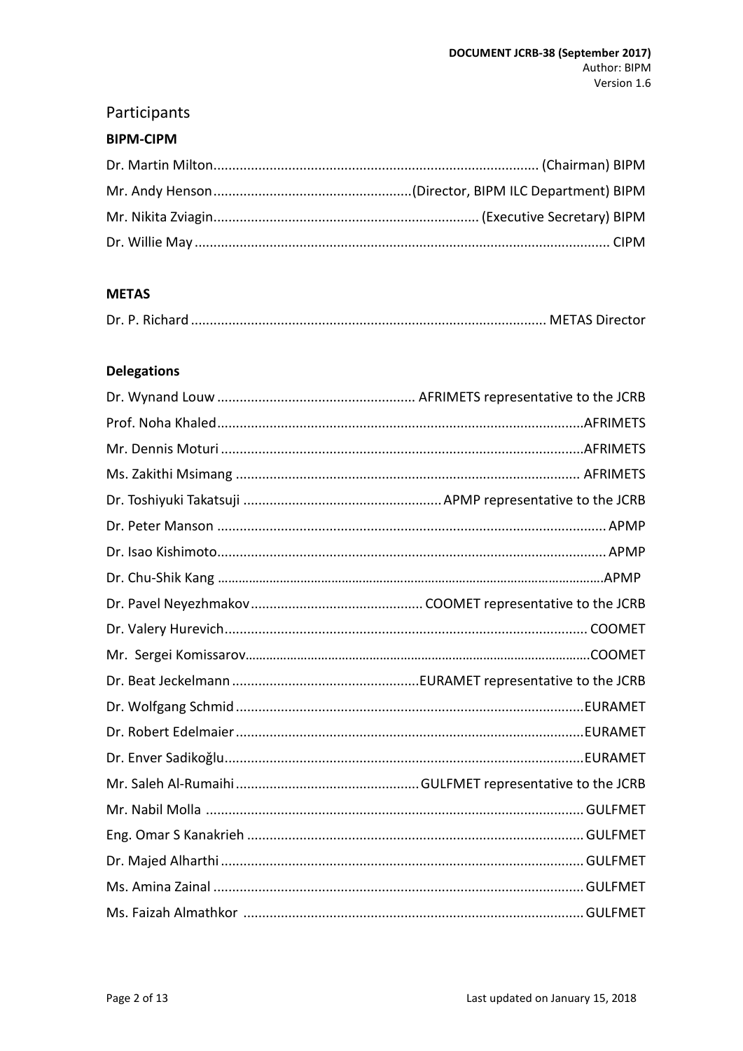## Participants

### BIPM-CIPM

| Name | Role |
| --- | --- |
| Dr. Martin Milton | (Chairman) BIPM |
| Mr. Andy Henson | (Director, BIPM ILC Department) BIPM |
| Mr. Nikita Zviagin | (Executive Secretary) BIPM |
| Dr. Willie May | CIPM |

### METAS

| Name | Role |
| --- | --- |
| Dr. P. Richard | METAS Director |

### Delegations

| Name | Role |
| --- | --- |
| Dr. Wynand Louw | AFRIMETS representative to the JCRB |
| Prof. Noha Khaled | AFRIMETS |
| Mr. Dennis Moturi | AFRIMETS |
| Ms. Zakithi Msimang | AFRIMETS |
| Dr. Toshiyuki Takatsuji | APMP representative to the JCRB |
| Dr. Peter Manson | APMP |
| Dr. Isao Kishimoto | APMP |
| Dr. Chu-Shik Kang | APMP |
| Dr. Pavel Neyezhmakov | COOMET representative to the JCRB |
| Dr. Valery Hurevich | COOMET |
| Mr. Sergei Komissarov | COOMET |
| Dr. Beat Jeckelmann | EURAMET representative to the JCRB |
| Dr. Wolfgang Schmid | EURAMET |
| Dr. Robert Edelmaier | EURAMET |
| Dr. Enver Sadikoğlu | EURAMET |
| Mr. Saleh Al-Rumaihi | GULFMET representative to the JCRB |
| Mr. Nabil Molla | GULFMET |
| Eng. Omar S Kanakrieh | GULFMET |
| Dr. Majed Alharthi | GULFMET |
| Ms. Amina Zainal | GULFMET |
| Ms. Faizah Almathkor | GULFMET |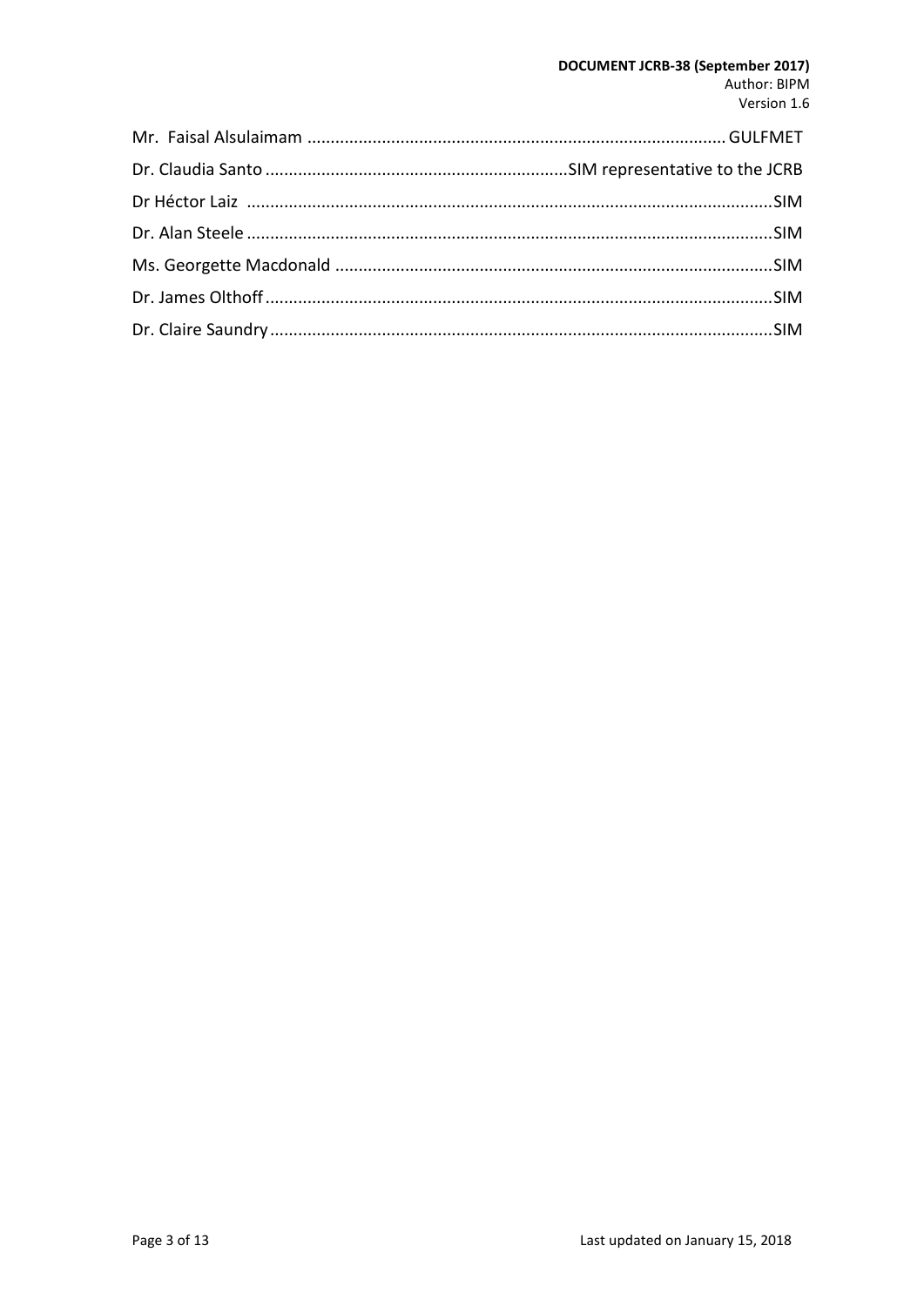Mr. Faisal Alsulaimam ........................................................................................ GULFMET

Dr. Claudia Santo ................................................................SIM representative to the JCRB

Dr Héctor Laiz ...............................................................................................................SIM

Dr. Alan Steele ...............................................................................................................SIM

Ms. Georgette Macdonald ............................................................................................SIM

Dr. James Olthoff ...........................................................................................................SIM

Dr. Claire Saundry ..........................................................................................................SIM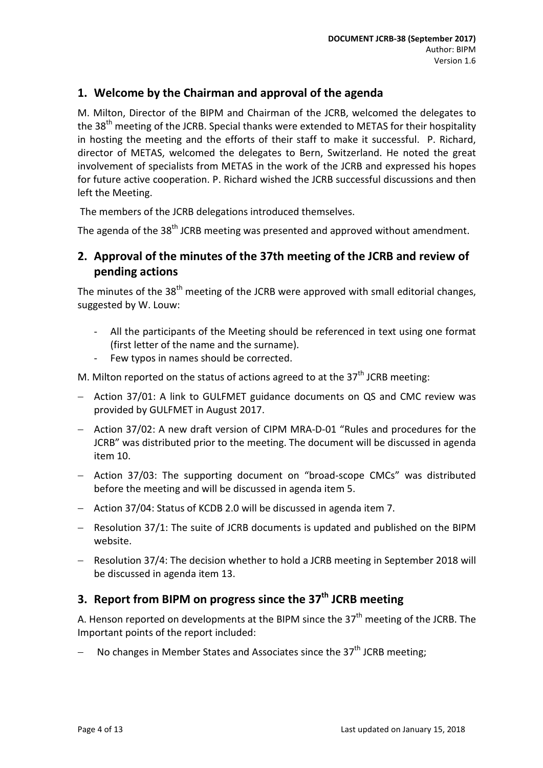## 1. Welcome by the Chairman and approval of the agenda

M. Milton, Director of the BIPM and Chairman of the JCRB, welcomed the delegates to the 38th meeting of the JCRB. Special thanks were extended to METAS for their hospitality in hosting the meeting and the efforts of their staff to make it successful. P. Richard, director of METAS, welcomed the delegates to Bern, Switzerland. He noted the great involvement of specialists from METAS in the work of the JCRB and expressed his hopes for future active cooperation. P. Richard wished the JCRB successful discussions and then left the Meeting.

The members of the JCRB delegations introduced themselves.

The agenda of the 38th JCRB meeting was presented and approved without amendment.

## 2. Approval of the minutes of the 37th meeting of the JCRB and review of pending actions

The minutes of the 38th meeting of the JCRB were approved with small editorial changes, suggested by W. Louw:

- All the participants of the Meeting should be referenced in text using one format (first letter of the name and the surname).
- Few typos in names should be corrected.

M. Milton reported on the status of actions agreed to at the 37th JCRB meeting:

- Action 37/01: A link to GULFMET guidance documents on QS and CMC review was provided by GULFMET in August 2017.
- Action 37/02: A new draft version of CIPM MRA-D-01 “Rules and procedures for the JCRB” was distributed prior to the meeting. The document will be discussed in agenda item 10.
- Action 37/03: The supporting document on “broad-scope CMCs” was distributed before the meeting and will be discussed in agenda item 5.
- Action 37/04: Status of KCDB 2.0 will be discussed in agenda item 7.
- Resolution 37/1: The suite of JCRB documents is updated and published on the BIPM website.
- Resolution 37/4: The decision whether to hold a JCRB meeting in September 2018 will be discussed in agenda item 13.

## 3. Report from BIPM on progress since the 37th JCRB meeting

A. Henson reported on developments at the BIPM since the 37th meeting of the JCRB. The Important points of the report included:

- No changes in Member States and Associates since the 37th JCRB meeting;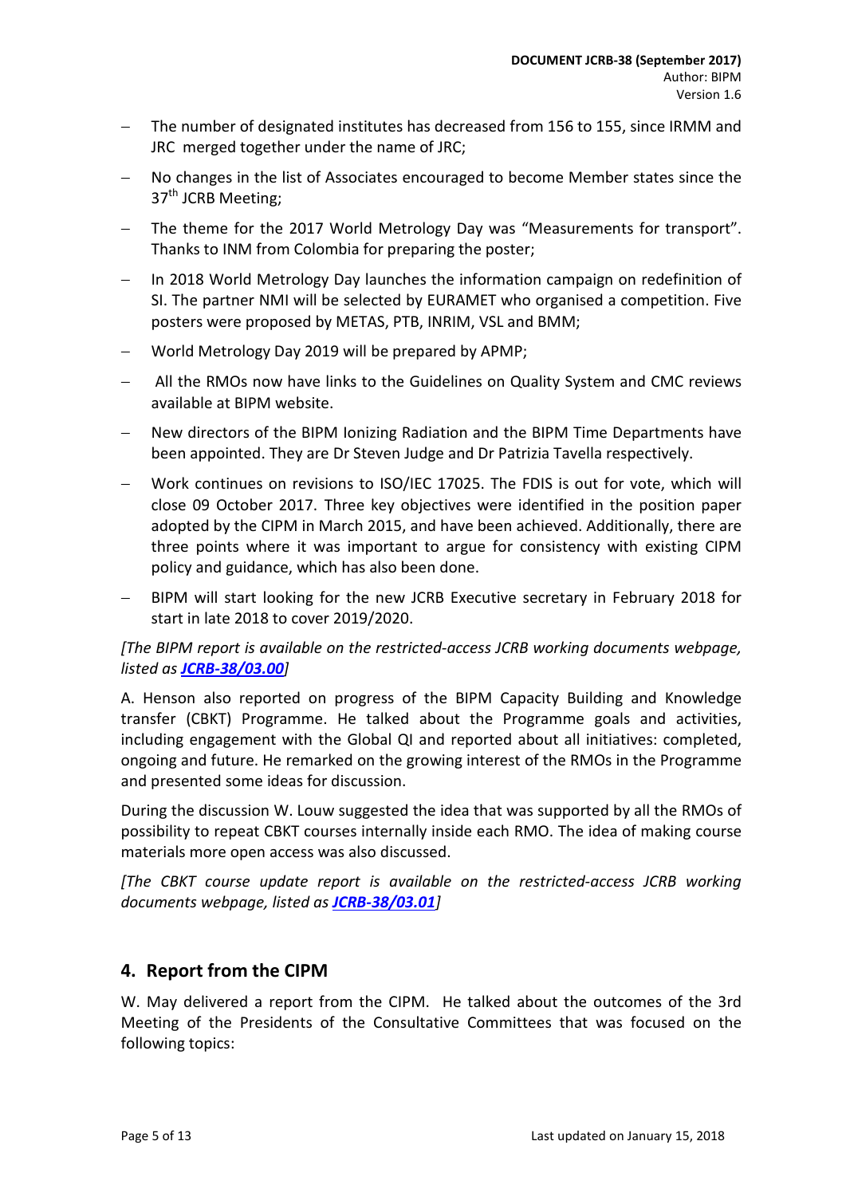- The number of designated institutes has decreased from 156 to 155, since IRMM and JRC merged together under the name of JRC;
- No changes in the list of Associates encouraged to become Member states since the 37th JCRB Meeting;
- The theme for the 2017 World Metrology Day was "Measurements for transport". Thanks to INM from Colombia for preparing the poster;
- In 2018 World Metrology Day launches the information campaign on redefinition of SI. The partner NMI will be selected by EURAMET who organised a competition. Five posters were proposed by METAS, PTB, INRIM, VSL and BMM;
- World Metrology Day 2019 will be prepared by APMP;
- All the RMOs now have links to the Guidelines on Quality System and CMC reviews available at BIPM website.
- New directors of the BIPM Ionizing Radiation and the BIPM Time Departments have been appointed. They are Dr Steven Judge and Dr Patrizia Tavella respectively.
- Work continues on revisions to ISO/IEC 17025. The FDIS is out for vote, which will close 09 October 2017. Three key objectives were identified in the position paper adopted by the CIPM in March 2015, and have been achieved. Additionally, there are three points where it was important to argue for consistency with existing CIPM policy and guidance, which has also been done.
- BIPM will start looking for the new JCRB Executive secretary in February 2018 for start in late 2018 to cover 2019/2020.

*[The BIPM report is available on the restricted-access JCRB working documents webpage, listed as **JCRB-38/03.00**]*

A. Henson also reported on progress of the BIPM Capacity Building and Knowledge transfer (CBKT) Programme. He talked about the Programme goals and activities, including engagement with the Global QI and reported about all initiatives: completed, ongoing and future. He remarked on the growing interest of the RMOs in the Programme and presented some ideas for discussion.

During the discussion W. Louw suggested the idea that was supported by all the RMOs of possibility to repeat CBKT courses internally inside each RMO. The idea of making course materials more open access was also discussed.

*[The CBKT course update report is available on the restricted-access JCRB working documents webpage, listed as **JCRB-38/03.01**]*

## 4. Report from the CIPM

W. May delivered a report from the CIPM. He talked about the outcomes of the 3rd Meeting of the Presidents of the Consultative Committees that was focused on the following topics: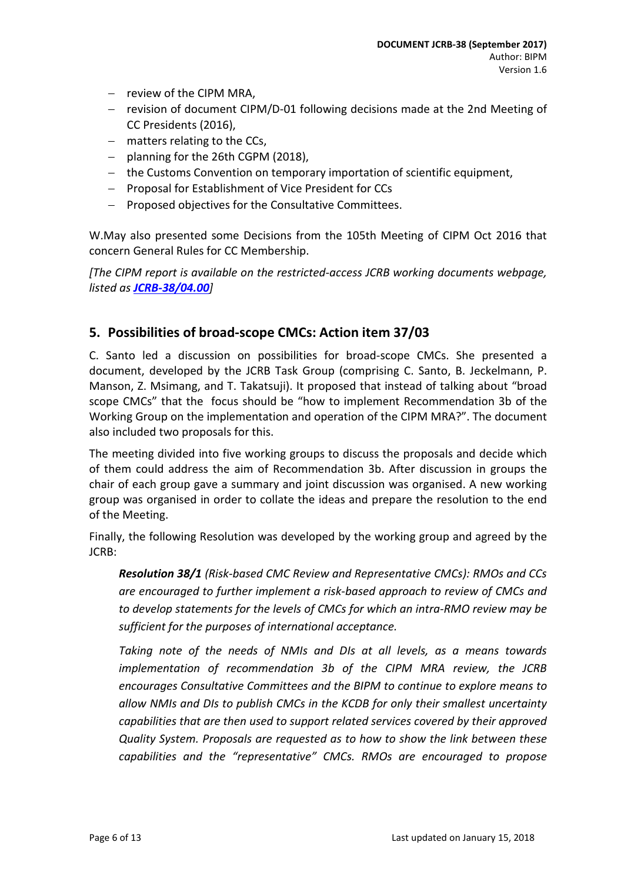- review of the CIPM MRA,
- revision of document CIPM/D-01 following decisions made at the 2nd Meeting of CC Presidents (2016),
- matters relating to the CCs,
- planning for the 26th CGPM (2018),
- the Customs Convention on temporary importation of scientific equipment,
- Proposal for Establishment of Vice President for CCs
- Proposed objectives for the Consultative Committees.

W.May also presented some Decisions from the 105th Meeting of CIPM Oct 2016 that concern General Rules for CC Membership.

*[The CIPM report is available on the restricted-access JCRB working documents webpage, listed as **JCRB-38/04.00**]*

## 5. Possibilities of broad-scope CMCs: Action item 37/03

C. Santo led a discussion on possibilities for broad-scope CMCs. She presented a document, developed by the JCRB Task Group (comprising C. Santo, B. Jeckelmann, P. Manson, Z. Msimang, and T. Takatsuji). It proposed that instead of talking about "broad scope CMCs" that the focus should be "how to implement Recommendation 3b of the Working Group on the implementation and operation of the CIPM MRA?". The document also included two proposals for this.

The meeting divided into five working groups to discuss the proposals and decide which of them could address the aim of Recommendation 3b. After discussion in groups the chair of each group gave a summary and joint discussion was organised. A new working group was organised in order to collate the ideas and prepare the resolution to the end of the Meeting.

Finally, the following Resolution was developed by the working group and agreed by the JCRB:

> ***Resolution 38/1*** *(Risk-based CMC Review and Representative CMCs): RMOs and CCs are encouraged to further implement a risk-based approach to review of CMCs and to develop statements for the levels of CMCs for which an intra-RMO review may be sufficient for the purposes of international acceptance.*
>
> *Taking note of the needs of NMIs and DIs at all levels, as a means towards implementation of recommendation 3b of the CIPM MRA review, the JCRB encourages Consultative Committees and the BIPM to continue to explore means to allow NMIs and DIs to publish CMCs in the KCDB for only their smallest uncertainty capabilities that are then used to support related services covered by their approved Quality System. Proposals are requested as to how to show the link between these capabilities and the "representative" CMCs. RMOs are encouraged to propose*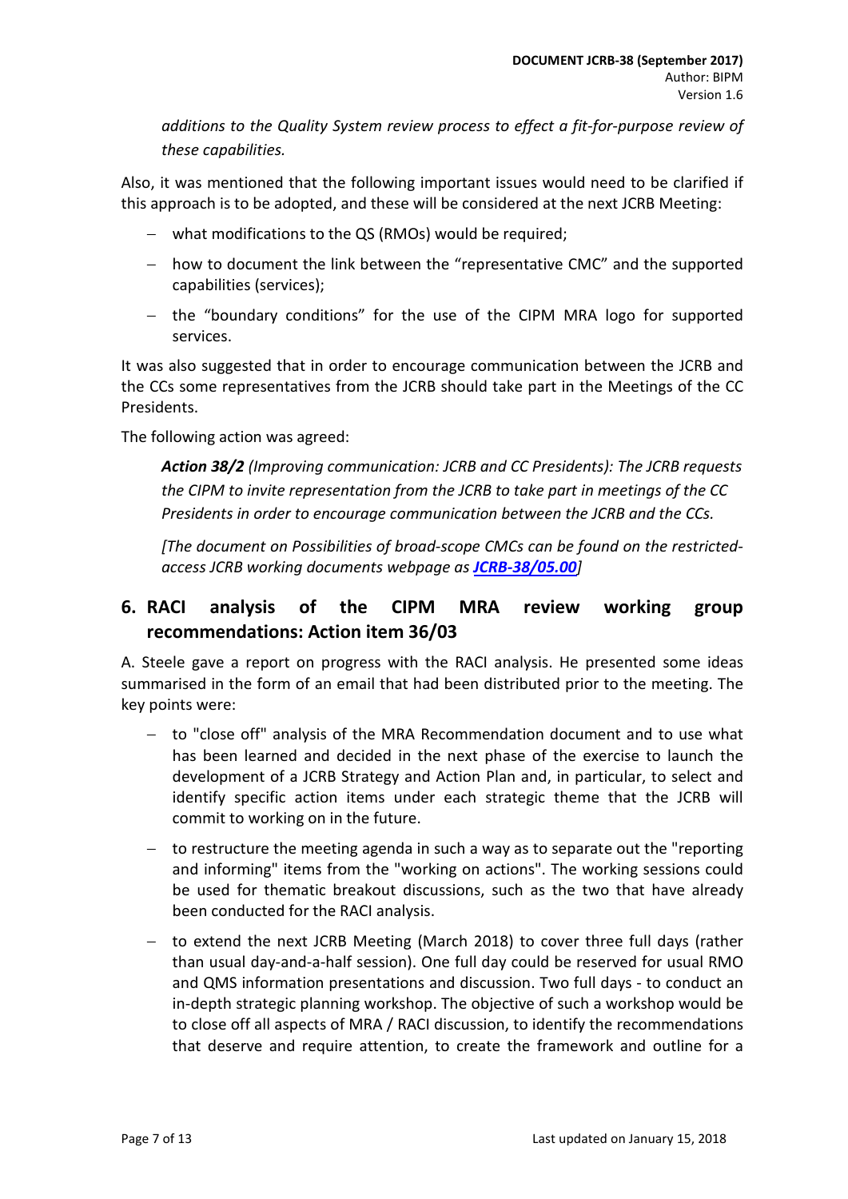*additions to the Quality System review process to effect a fit-for-purpose review of these capabilities.*

Also, it was mentioned that the following important issues would need to be clarified if this approach is to be adopted, and these will be considered at the next JCRB Meeting:

- what modifications to the QS (RMOs) would be required;
- how to document the link between the "representative CMC" and the supported capabilities (services);
- the "boundary conditions" for the use of the CIPM MRA logo for supported services.

It was also suggested that in order to encourage communication between the JCRB and the CCs some representatives from the JCRB should take part in the Meetings of the CC Presidents.

The following action was agreed:

> ***Action 38/2*** *(Improving communication: JCRB and CC Presidents): The JCRB requests the CIPM to invite representation from the JCRB to take part in meetings of the CC Presidents in order to encourage communication between the JCRB and the CCs.*
>
> *[The document on Possibilities of broad-scope CMCs can be found on the restricted-access JCRB working documents webpage as **JCRB-38/05.00**]*

## 6. RACI analysis of the CIPM MRA review working group recommendations: Action item 36/03

A. Steele gave a report on progress with the RACI analysis. He presented some ideas summarised in the form of an email that had been distributed prior to the meeting. The key points were:

- to "close off" analysis of the MRA Recommendation document and to use what has been learned and decided in the next phase of the exercise to launch the development of a JCRB Strategy and Action Plan and, in particular, to select and identify specific action items under each strategic theme that the JCRB will commit to working on in the future.
- to restructure the meeting agenda in such a way as to separate out the "reporting and informing" items from the "working on actions". The working sessions could be used for thematic breakout discussions, such as the two that have already been conducted for the RACI analysis.
- to extend the next JCRB Meeting (March 2018) to cover three full days (rather than usual day-and-a-half session). One full day could be reserved for usual RMO and QMS information presentations and discussion. Two full days - to conduct an in-depth strategic planning workshop. The objective of such a workshop would be to close off all aspects of MRA / RACI discussion, to identify the recommendations that deserve and require attention, to create the framework and outline for a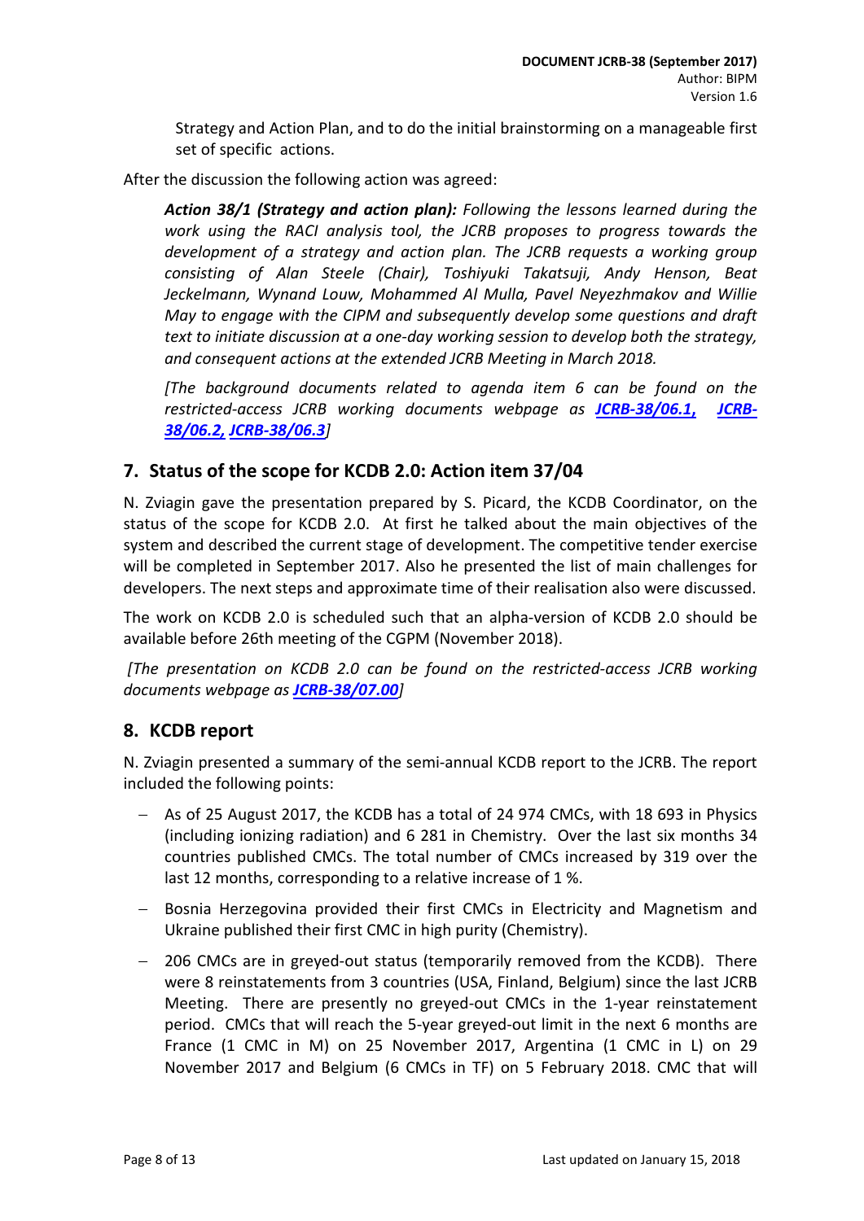Strategy and Action Plan, and to do the initial brainstorming on a manageable first set of specific actions.

After the discussion the following action was agreed:

> ***Action 38/1 (Strategy and action plan):*** *Following the lessons learned during the work using the RACI analysis tool, the JCRB proposes to progress towards the development of a strategy and action plan. The JCRB requests a working group consisting of Alan Steele (Chair), Toshiyuki Takatsuji, Andy Henson, Beat Jeckelmann, Wynand Louw, Mohammed Al Mulla, Pavel Neyezhmakov and Willie May to engage with the CIPM and subsequently develop some questions and draft text to initiate discussion at a one-day working session to develop both the strategy, and consequent actions at the extended JCRB Meeting in March 2018.*
>
> *[The background documents related to agenda item 6 can be found on the restricted-access JCRB working documents webpage as **JCRB-38/06.1, JCRB-38/06.2, JCRB-38/06.3**]*

## 7. Status of the scope for KCDB 2.0: Action item 37/04

N. Zviagin gave the presentation prepared by S. Picard, the KCDB Coordinator, on the status of the scope for KCDB 2.0. At first he talked about the main objectives of the system and described the current stage of development. The competitive tender exercise will be completed in September 2017. Also he presented the list of main challenges for developers. The next steps and approximate time of their realisation also were discussed.

The work on KCDB 2.0 is scheduled such that an alpha-version of KCDB 2.0 should be available before 26th meeting of the CGPM (November 2018).

*[The presentation on KCDB 2.0 can be found on the restricted-access JCRB working documents webpage as **JCRB-38/07.00**]*

## 8. KCDB report

N. Zviagin presented a summary of the semi-annual KCDB report to the JCRB. The report included the following points:

- As of 25 August 2017, the KCDB has a total of 24 974 CMCs, with 18 693 in Physics (including ionizing radiation) and 6 281 in Chemistry. Over the last six months 34 countries published CMCs. The total number of CMCs increased by 319 over the last 12 months, corresponding to a relative increase of 1 %.
- Bosnia Herzegovina provided their first CMCs in Electricity and Magnetism and Ukraine published their first CMC in high purity (Chemistry).
- 206 CMCs are in greyed-out status (temporarily removed from the KCDB). There were 8 reinstatements from 3 countries (USA, Finland, Belgium) since the last JCRB Meeting. There are presently no greyed-out CMCs in the 1-year reinstatement period. CMCs that will reach the 5-year greyed-out limit in the next 6 months are France (1 CMC in M) on 25 November 2017, Argentina (1 CMC in L) on 29 November 2017 and Belgium (6 CMCs in TF) on 5 February 2018. CMC that will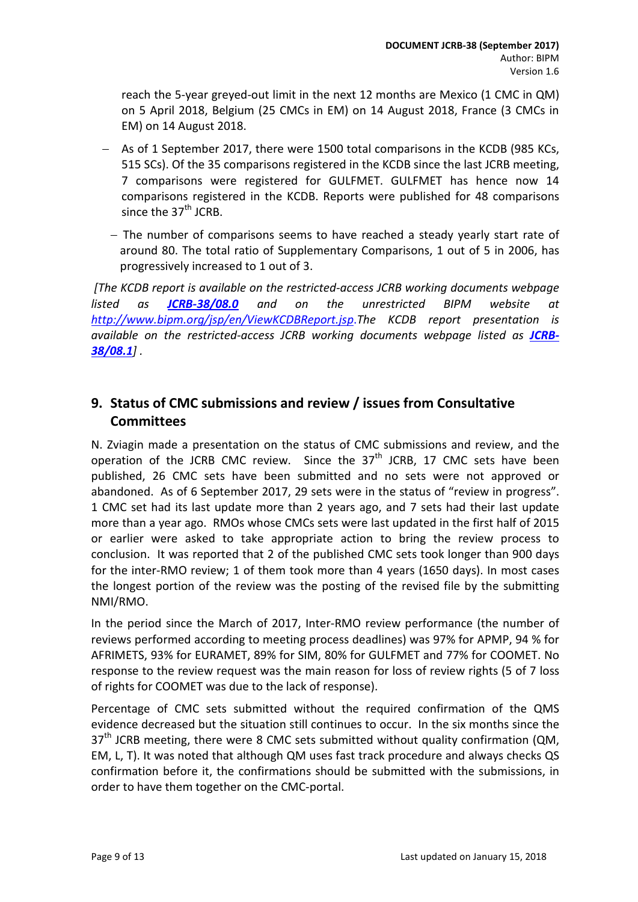reach the 5-year greyed-out limit in the next 12 months are Mexico (1 CMC in QM) on 5 April 2018, Belgium (25 CMCs in EM) on 14 August 2018, France (3 CMCs in EM) on 14 August 2018.

- As of 1 September 2017, there were 1500 total comparisons in the KCDB (985 KCs, 515 SCs). Of the 35 comparisons registered in the KCDB since the last JCRB meeting, 7 comparisons were registered for GULFMET. GULFMET has hence now 14 comparisons registered in the KCDB. Reports were published for 48 comparisons since the 37th JCRB.
- The number of comparisons seems to have reached a steady yearly start rate of around 80. The total ratio of Supplementary Comparisons, 1 out of 5 in 2006, has progressively increased to 1 out of 3.

*[The KCDB report is available on the restricted-access JCRB working documents webpage listed as* ***JCRB-38/08.0*** *and on the unrestricted BIPM website at http://www.bipm.org/jsp/en/ViewKCDBReport.jsp. The KCDB report presentation is available on the restricted-access JCRB working documents webpage listed as* ***JCRB-38/08.1****]* .

## 9. Status of CMC submissions and review / issues from Consultative Committees

N. Zviagin made a presentation on the status of CMC submissions and review, and the operation of the JCRB CMC review. Since the 37th JCRB, 17 CMC sets have been published, 26 CMC sets have been submitted and no sets were not approved or abandoned. As of 6 September 2017, 29 sets were in the status of "review in progress". 1 CMC set had its last update more than 2 years ago, and 7 sets had their last update more than a year ago. RMOs whose CMCs sets were last updated in the first half of 2015 or earlier were asked to take appropriate action to bring the review process to conclusion. It was reported that 2 of the published CMC sets took longer than 900 days for the inter-RMO review; 1 of them took more than 4 years (1650 days). In most cases the longest portion of the review was the posting of the revised file by the submitting NMI/RMO.

In the period since the March of 2017, Inter-RMO review performance (the number of reviews performed according to meeting process deadlines) was 97% for APMP, 94 % for AFRIMETS, 93% for EURAMET, 89% for SIM, 80% for GULFMET and 77% for COOMET. No response to the review request was the main reason for loss of review rights (5 of 7 loss of rights for COOMET was due to the lack of response).

Percentage of CMC sets submitted without the required confirmation of the QMS evidence decreased but the situation still continues to occur. In the six months since the 37th JCRB meeting, there were 8 CMC sets submitted without quality confirmation (QM, EM, L, T). It was noted that although QM uses fast track procedure and always checks QS confirmation before it, the confirmations should be submitted with the submissions, in order to have them together on the CMC-portal.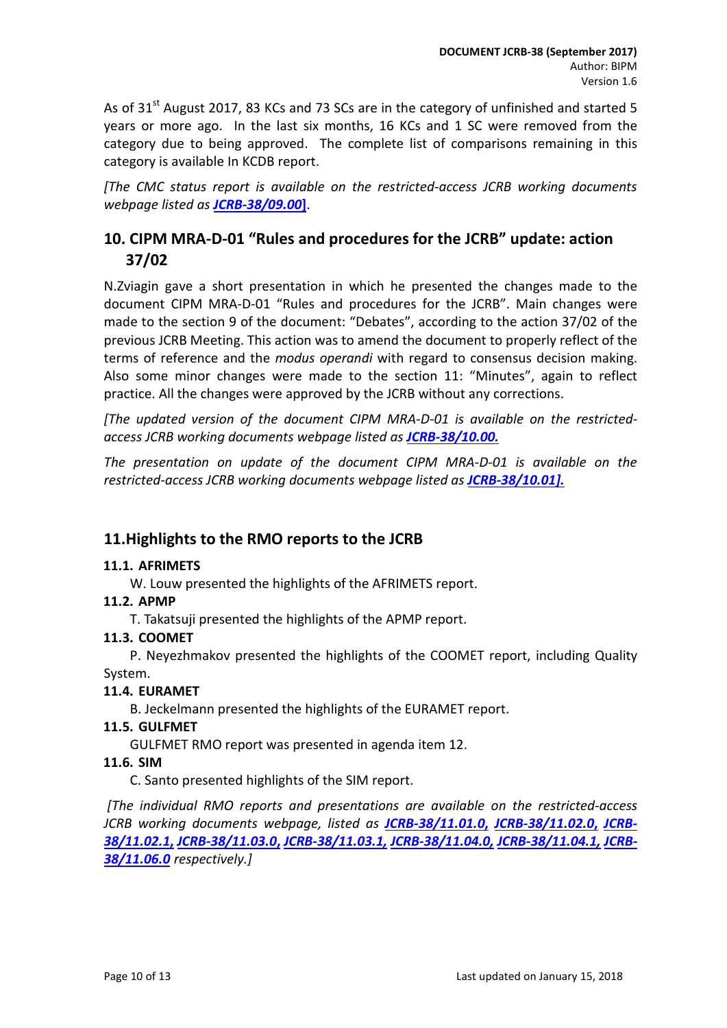As of 31[st] August 2017, 83 KCs and 73 SCs are in the category of unfinished and started 5 years or more ago. In the last six months, 16 KCs and 1 SC were removed from the category due to being approved. The complete list of comparisons remaining in this category is available In KCDB report.

*[The CMC status report is available on the restricted-access JCRB working documents webpage listed as* ***JCRB-38/09.00*****]**.

## 10. CIPM MRA-D-01 "Rules and procedures for the JCRB" update: action 37/02

N.Zviagin gave a short presentation in which he presented the changes made to the document CIPM MRA-D-01 "Rules and procedures for the JCRB". Main changes were made to the section 9 of the document: "Debates", according to the action 37/02 of the previous JCRB Meeting. This action was to amend the document to properly reflect of the terms of reference and the *modus operandi* with regard to consensus decision making. Also some minor changes were made to the section 11: "Minutes", again to reflect practice. All the changes were approved by the JCRB without any corrections.

*[The updated version of the document CIPM MRA-D-01 is available on the restricted-access JCRB working documents webpage listed as* ***JCRB-38/10.00.***

*The presentation on update of the document CIPM MRA-D-01 is available on the restricted-access JCRB working documents webpage listed as* ***JCRB-38/10.01].***

## 11. Highlights to the RMO reports to the JCRB

### 11.1. AFRIMETS

W. Louw presented the highlights of the AFRIMETS report.

### 11.2. APMP

T. Takatsuji presented the highlights of the APMP report.

### 11.3. COOMET

P. Neyezhmakov presented the highlights of the COOMET report, including Quality System.

### 11.4. EURAMET

B. Jeckelmann presented the highlights of the EURAMET report.

### 11.5. GULFMET

GULFMET RMO report was presented in agenda item 12.

### 11.6. SIM

C. Santo presented highlights of the SIM report.

*[The individual RMO reports and presentations are available on the restricted-access JCRB working documents webpage, listed as* ***JCRB-38/11.01.0, JCRB-38/11.02.0, JCRB-38/11.02.1, JCRB-38/11.03.0, JCRB-38/11.03.1, JCRB-38/11.04.0, JCRB-38/11.04.1, JCRB-38/11.06.0*** *respectively.]*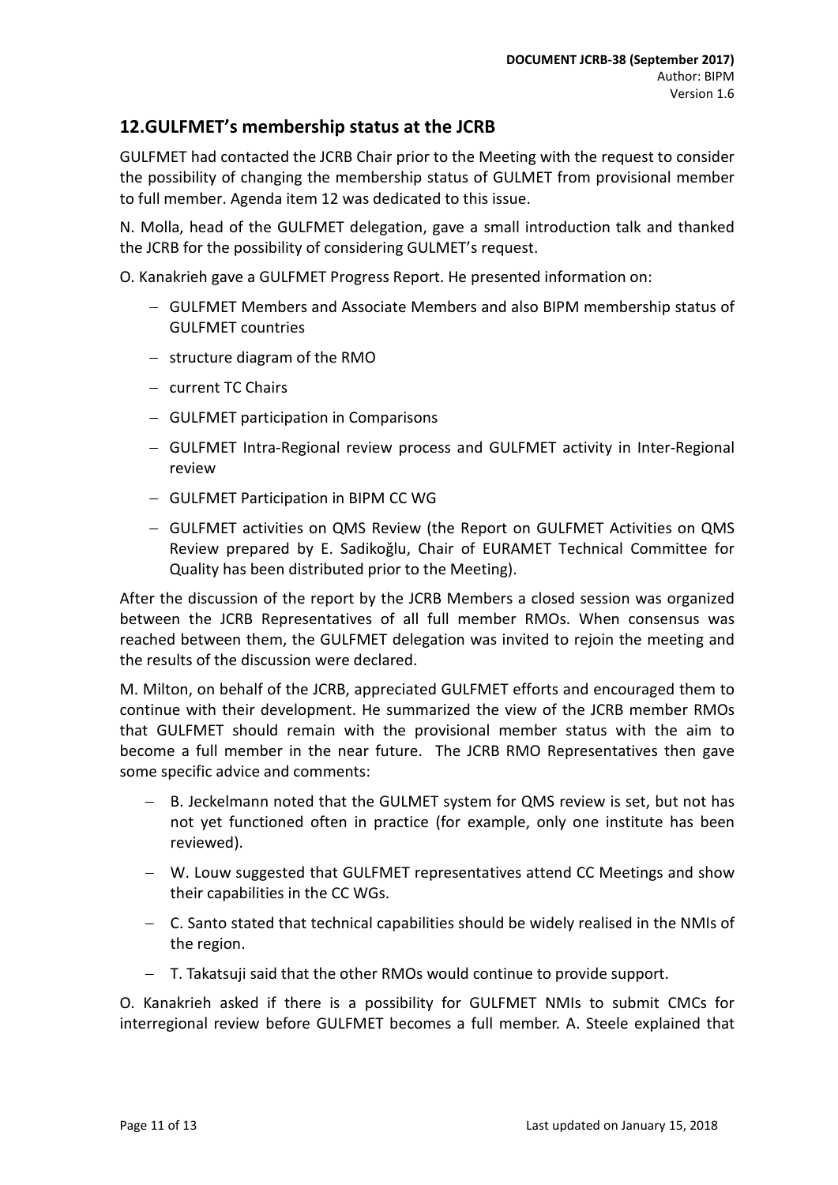## 12.GULFMET's membership status at the JCRB

GULFMET had contacted the JCRB Chair prior to the Meeting with the request to consider the possibility of changing the membership status of GULMET from provisional member to full member. Agenda item 12 was dedicated to this issue.

N. Molla, head of the GULFMET delegation, gave a small introduction talk and thanked the JCRB for the possibility of considering GULMET's request.

O. Kanakrieh gave a GULFMET Progress Report. He presented information on:

- GULFMET Members and Associate Members and also BIPM membership status of GULFMET countries
- structure diagram of the RMO
- current TC Chairs
- GULFMET participation in Comparisons
- GULFMET Intra-Regional review process and GULFMET activity in Inter-Regional review
- GULFMET Participation in BIPM CC WG
- GULFMET activities on QMS Review (the Report on GULFMET Activities on QMS Review prepared by E. Sadikoğlu, Chair of EURAMET Technical Committee for Quality has been distributed prior to the Meeting).

After the discussion of the report by the JCRB Members a closed session was organized between the JCRB Representatives of all full member RMOs. When consensus was reached between them, the GULFMET delegation was invited to rejoin the meeting and the results of the discussion were declared.

M. Milton, on behalf of the JCRB, appreciated GULFMET efforts and encouraged them to continue with their development. He summarized the view of the JCRB member RMOs that GULFMET should remain with the provisional member status with the aim to become a full member in the near future. The JCRB RMO Representatives then gave some specific advice and comments:

- B. Jeckelmann noted that the GULMET system for QMS review is set, but not has not yet functioned often in practice (for example, only one institute has been reviewed).
- W. Louw suggested that GULFMET representatives attend CC Meetings and show their capabilities in the CC WGs.
- C. Santo stated that technical capabilities should be widely realised in the NMIs of the region.
- T. Takatsuji said that the other RMOs would continue to provide support.

O. Kanakrieh asked if there is a possibility for GULFMET NMIs to submit CMCs for interregional review before GULFMET becomes a full member. A. Steele explained that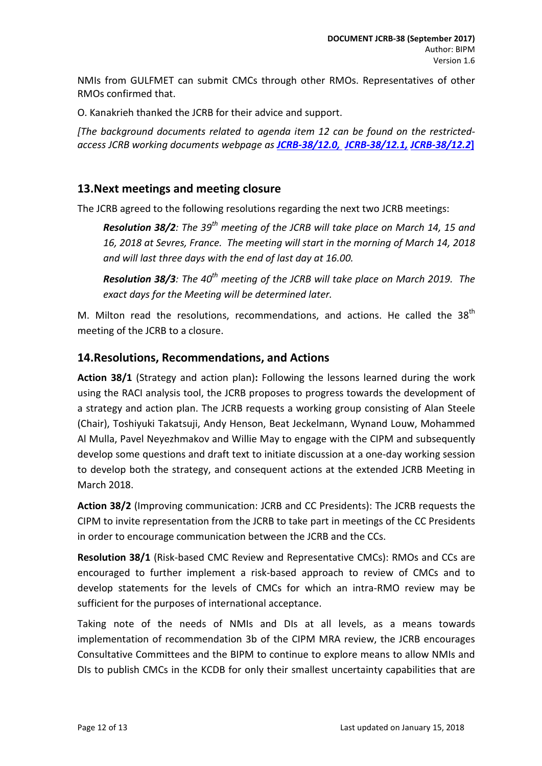NMIs from GULFMET can submit CMCs through other RMOs. Representatives of other RMOs confirmed that.

O. Kanakrieh thanked the JCRB for their advice and support.

*[The background documents related to agenda item 12 can be found on the restricted-access JCRB working documents webpage as **JCRB-38/12.0, JCRB-38/12.1, JCRB-38/12.2**]*

## 13. Next meetings and meeting closure

The JCRB agreed to the following resolutions regarding the next two JCRB meetings:

> ***Resolution 38/2****: The 39th meeting of the JCRB will take place on March 14, 15 and 16, 2018 at Sevres, France. The meeting will start in the morning of March 14, 2018 and will last three days with the end of last day at 16.00.*
>
> ***Resolution 38/3****: The 40th meeting of the JCRB will take place on March 2019. The exact days for the Meeting will be determined later.*

M. Milton read the resolutions, recommendations, and actions. He called the 38th meeting of the JCRB to a closure.

## 14. Resolutions, Recommendations, and Actions

**Action 38/1** (Strategy and action plan)**:** Following the lessons learned during the work using the RACI analysis tool, the JCRB proposes to progress towards the development of a strategy and action plan. The JCRB requests a working group consisting of Alan Steele (Chair), Toshiyuki Takatsuji, Andy Henson, Beat Jeckelmann, Wynand Louw, Mohammed Al Mulla, Pavel Neyezhmakov and Willie May to engage with the CIPM and subsequently develop some questions and draft text to initiate discussion at a one-day working session to develop both the strategy, and consequent actions at the extended JCRB Meeting in March 2018.

**Action 38/2** (Improving communication: JCRB and CC Presidents): The JCRB requests the CIPM to invite representation from the JCRB to take part in meetings of the CC Presidents in order to encourage communication between the JCRB and the CCs.

**Resolution 38/1** (Risk-based CMC Review and Representative CMCs): RMOs and CCs are encouraged to further implement a risk-based approach to review of CMCs and to develop statements for the levels of CMCs for which an intra-RMO review may be sufficient for the purposes of international acceptance.

Taking note of the needs of NMIs and DIs at all levels, as a means towards implementation of recommendation 3b of the CIPM MRA review, the JCRB encourages Consultative Committees and the BIPM to continue to explore means to allow NMIs and DIs to publish CMCs in the KCDB for only their smallest uncertainty capabilities that are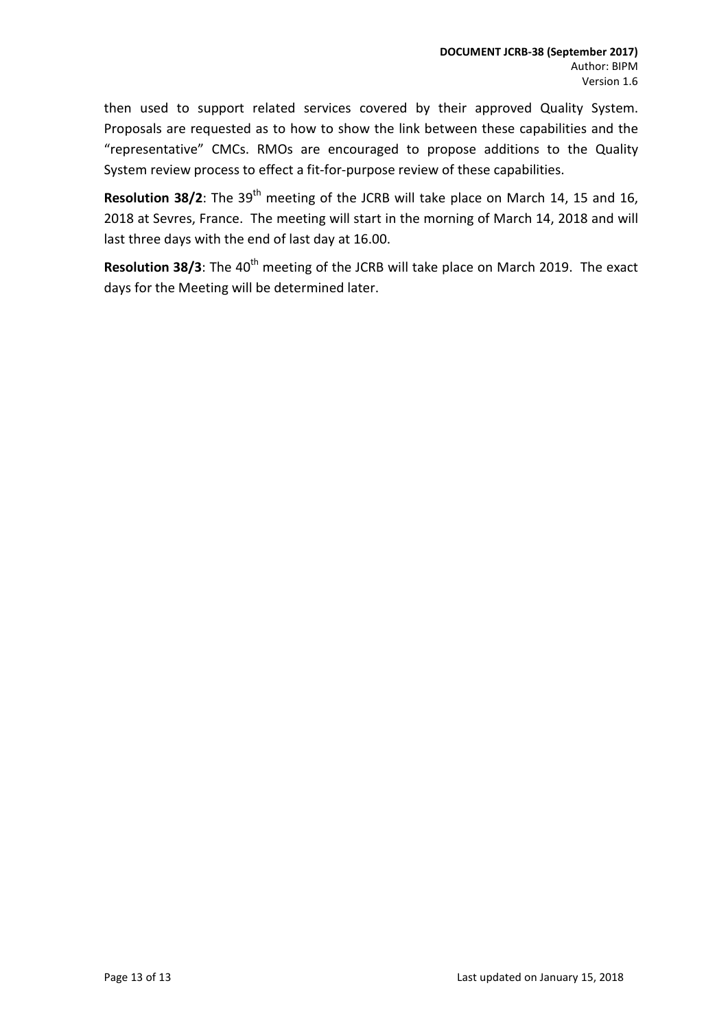then used to support related services covered by their approved Quality System. Proposals are requested as to how to show the link between these capabilities and the "representative" CMCs. RMOs are encouraged to propose additions to the Quality System review process to effect a fit-for-purpose review of these capabilities.

**Resolution 38/2**: The 39th meeting of the JCRB will take place on March 14, 15 and 16, 2018 at Sevres, France. The meeting will start in the morning of March 14, 2018 and will last three days with the end of last day at 16.00.

**Resolution 38/3**: The 40th meeting of the JCRB will take place on March 2019. The exact days for the Meeting will be determined later.